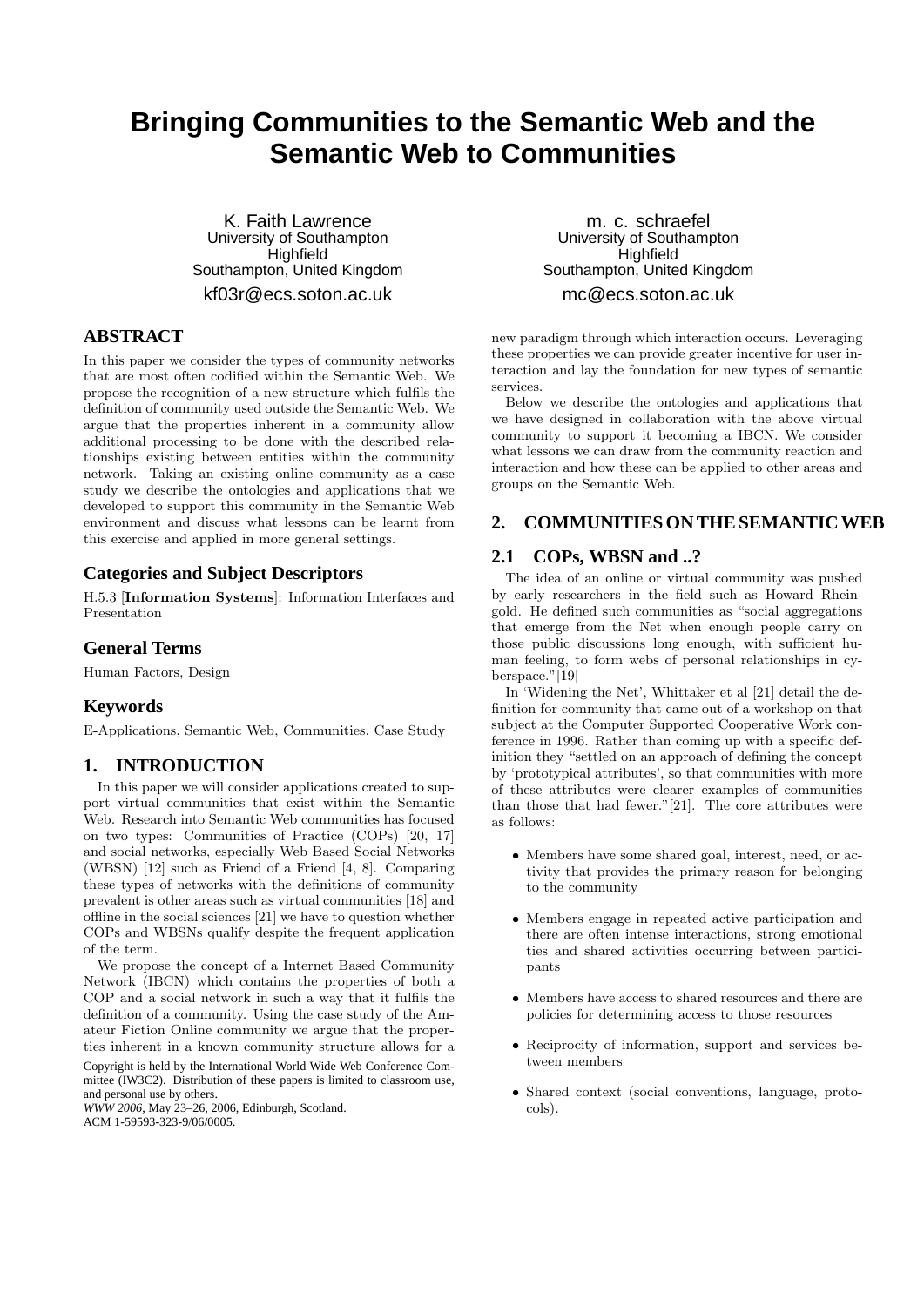# Bringing Communities to the Semantic Web and the Semantic Web to Communities

K. Faith Lawrence
University of Southampton
Highfield
Southampton, United Kingdom
kf03r@ecs.soton.ac.uk

m. c. schraefel
University of Southampton
Highfield
Southampton, United Kingdom
mc@ecs.soton.ac.uk

## ABSTRACT

In this paper we consider the types of community networks that are most often codified within the Semantic Web. We propose the recognition of a new structure which fulfils the definition of community used outside the Semantic Web. We argue that the properties inherent in a community allow additional processing to be done with the described relationships existing between entities within the community network. Taking an existing online community as a case study we describe the ontologies and applications that we developed to support this community in the Semantic Web environment and discuss what lessons can be learnt from this exercise and applied in more general settings.

## Categories and Subject Descriptors

H.5.3 [**Information Systems**]: Information Interfaces and Presentation

## General Terms

Human Factors, Design

## Keywords

E-Applications, Semantic Web, Communities, Case Study

## 1. INTRODUCTION

In this paper we will consider applications created to support virtual communities that exist within the Semantic Web. Research into Semantic Web communities has focused on two types: Communities of Practice (COPs) [20, 17] and social networks, especially Web Based Social Networks (WBSN) [12] such as Friend of a Friend [4, 8]. Comparing these types of networks with the definitions of community prevalent is other areas such as virtual communities [18] and offline in the social sciences [21] we have to question whether COPs and WBSNs qualify despite the frequent application of the term.

We propose the concept of a Internet Based Community Network (IBCN) which contains the properties of both a COP and a social network in such a way that it fulfils the definition of a community. Using the case study of the Amateur Fiction Online community we argue that the properties inherent in a known community structure allows for a new paradigm through which interaction occurs. Leveraging these properties we can provide greater incentive for user interaction and lay the foundation for new types of semantic services.

Below we describe the ontologies and applications that we have designed in collaboration with the above virtual community to support it becoming a IBCN. We consider what lessons we can draw from the community reaction and interaction and how these can be applied to other areas and groups on the Semantic Web.

Copyright is held by the International World Wide Web Conference Committee (IW3C2). Distribution of these papers is limited to classroom use, and personal use by others.
*WWW 2006*, May 23–26, 2006, Edinburgh, Scotland.
ACM 1-59593-323-9/06/0005.

## 2. COMMUNITIES ON THE SEMANTIC WEB

### 2.1 COPs, WBSN and ..?

The idea of an online or virtual community was pushed by early researchers in the field such as Howard Rheingold. He defined such communities as "social aggregations that emerge from the Net when enough people carry on those public discussions long enough, with sufficient human feeling, to form webs of personal relationships in cyberspace."[19]

In 'Widening the Net', Whittaker et al [21] detail the definition for community that came out of a workshop on that subject at the Computer Supported Cooperative Work conference in 1996. Rather than coming up with a specific definition they "settled on an approach of defining the concept by 'prototypical attributes', so that communities with more of these attributes were clearer examples of communities than those that had fewer."[21]. The core attributes were as follows:

- Members have some shared goal, interest, need, or activity that provides the primary reason for belonging to the community
- Members engage in repeated active participation and there are often intense interactions, strong emotional ties and shared activities occurring between participants
- Members have access to shared resources and there are policies for determining access to those resources
- Reciprocity of information, support and services between members
- Shared context (social conventions, language, protocols).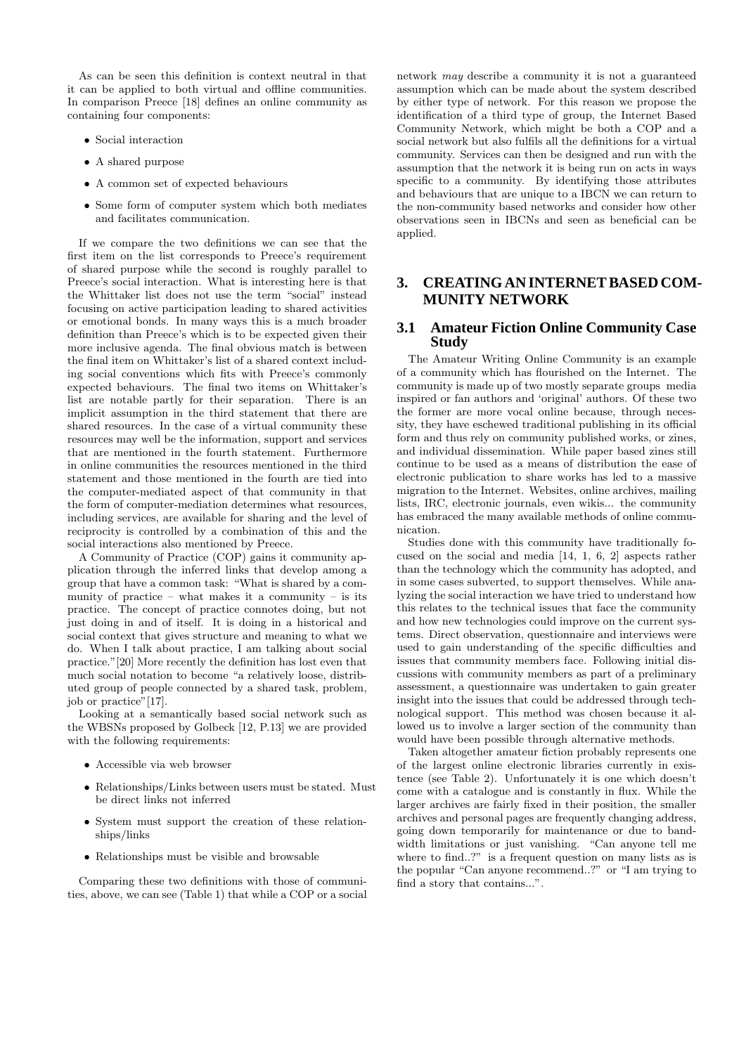As can be seen this definition is context neutral in that it can be applied to both virtual and offline communities. In comparison Preece [18] defines an online community as containing four components:

- Social interaction
- A shared purpose
- A common set of expected behaviours
- Some form of computer system which both mediates and facilitates communication.

If we compare the two definitions we can see that the first item on the list corresponds to Preece's requirement of shared purpose while the second is roughly parallel to Preece's social interaction. What is interesting here is that the Whittaker list does not use the term "social" instead focusing on active participation leading to shared activities or emotional bonds. In many ways this is a much broader definition than Preece's which is to be expected given their more inclusive agenda. The final obvious match is between the final item on Whittaker's list of a shared context including social conventions which fits with Preece's commonly expected behaviours. The final two items on Whittaker's list are notable partly for their separation. There is an implicit assumption in the third statement that there are shared resources. In the case of a virtual community these resources may well be the information, support and services that are mentioned in the fourth statement. Furthermore in online communities the resources mentioned in the third statement and those mentioned in the fourth are tied into the computer-mediated aspect of that community in that the form of computer-mediation determines what resources, including services, are available for sharing and the level of reciprocity is controlled by a combination of this and the social interactions also mentioned by Preece.

A Community of Practice (COP) gains it community application through the inferred links that develop among a group that have a common task: "What is shared by a community of practice – what makes it a community – is its practice. The concept of practice connotes doing, but not just doing in and of itself. It is doing in a historical and social context that gives structure and meaning to what we do. When I talk about practice, I am talking about social practice."[20] More recently the definition has lost even that much social notation to become "a relatively loose, distributed group of people connected by a shared task, problem, job or practice"[17].

Looking at a semantically based social network such as the WBSNs proposed by Golbeck [12, P.13] we are provided with the following requirements:

- Accessible via web browser
- Relationships/Links between users must be stated. Must be direct links not inferred
- System must support the creation of these relationships/links
- Relationships must be visible and browsable

Comparing these two definitions with those of communities, above, we can see (Table 1) that while a COP or a social network *may* describe a community it is not a guaranteed assumption which can be made about the system described by either type of network. For this reason we propose the identification of a third type of group, the Internet Based Community Network, which might be both a COP and a social network but also fulfils all the definitions for a virtual community. Services can then be designed and run with the assumption that the network it is being run on acts in ways specific to a community. By identifying those attributes and behaviours that are unique to a IBCN we can return to the non-community based networks and consider how other observations seen in IBCNs and seen as beneficial can be applied.

## 3. CREATING AN INTERNET BASED COMMUNITY NETWORK

### 3.1 Amateur Fiction Online Community Case Study

The Amateur Writing Online Community is an example of a community which has flourished on the Internet. The community is made up of two mostly separate groups media inspired or fan authors and 'original' authors. Of these two the former are more vocal online because, through necessity, they have eschewed traditional publishing in its official form and thus rely on community published works, or zines, and individual dissemination. While paper based zines still continue to be used as a means of distribution the ease of electronic publication to share works has led to a massive migration to the Internet. Websites, online archives, mailing lists, IRC, electronic journals, even wikis... the community has embraced the many available methods of online communication.

Studies done with this community have traditionally focused on the social and media [14, 1, 6, 2] aspects rather than the technology which the community has adopted, and in some cases subverted, to support themselves. While analyzing the social interaction we have tried to understand how this relates to the technical issues that face the community and how new technologies could improve on the current systems. Direct observation, questionnaire and interviews were used to gain understanding of the specific difficulties and issues that community members face. Following initial discussions with community members as part of a preliminary assessment, a questionnaire was undertaken to gain greater insight into the issues that could be addressed through technological support. This method was chosen because it allowed us to involve a larger section of the community than would have been possible through alternative methods.

Taken altogether amateur fiction probably represents one of the largest online electronic libraries currently in existence (see Table 2). Unfortunately it is one which doesn't come with a catalogue and is constantly in flux. While the larger archives are fairly fixed in their position, the smaller archives and personal pages are frequently changing address, going down temporarily for maintenance or due to bandwidth limitations or just vanishing. "Can anyone tell me where to find..?" is a frequent question on many lists as is the popular "Can anyone recommend..?" or "I am trying to find a story that contains...".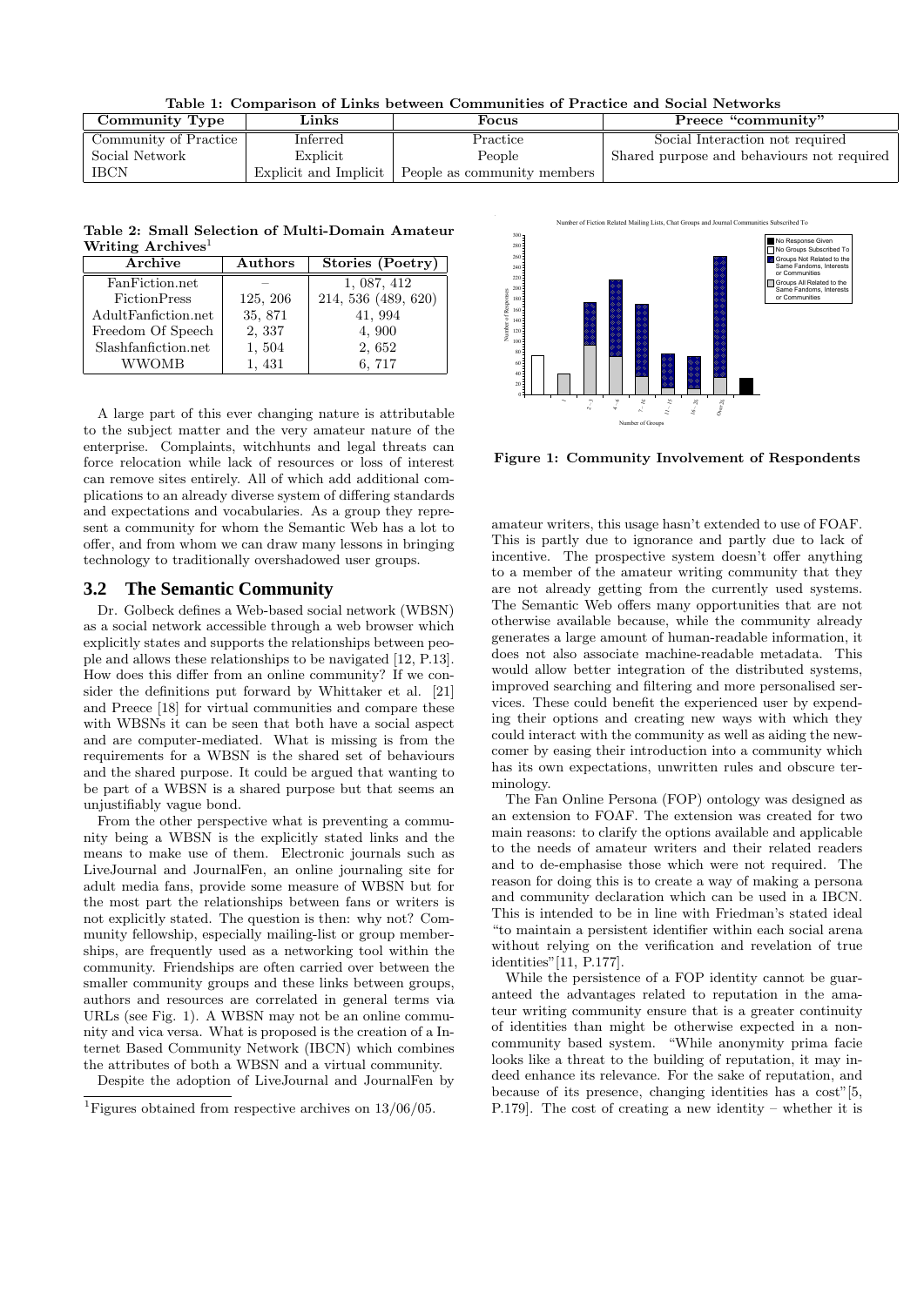**Table 1: Comparison of Links between Communities of Practice and Social Networks**

| Community Type | Links | Focus | Preece "community" |
|---|---|---|---|
| Community of Practice | Inferred | Practice | Social Interaction not required |
| Social Network | Explicit | People | Shared purpose and behaviours not required |
| IBCN | Explicit and Implicit | People as community members | |

**Table 2: Small Selection of Multi-Domain Amateur Writing Archives**[1]

| Archive | Authors | Stories (Poetry) |
|---|---|---|
| FanFiction.net | – | 1, 087, 412 |
| FictionPress | 125, 206 | 214, 536 (489, 620) |
| AdultFanfiction.net | 35, 871 | 41, 994 |
| Freedom Of Speech | 2, 337 | 4, 900 |
| Slashfanfiction.net | 1, 504 | 2, 652 |
| WWOMB | 1, 431 | 6, 717 |

A large part of this ever changing nature is attributable to the subject matter and the very amateur nature of the enterprise. Complaints, witchhunts and legal threats can force relocation while lack of resources or loss of interest can remove sites entirely. All of which add additional complications to an already diverse system of differing standards and expectations and vocabularies. As a group they represent a community for whom the Semantic Web has a lot to offer, and from whom we can draw many lessons in bringing technology to traditionally overshadowed user groups.

## 3.2 The Semantic Community

Dr. Golbeck defines a Web-based social network (WBSN) as a social network accessible through a web browser which explicitly states and supports the relationships between people and allows these relationships to be navigated [12, P.13]. How does this differ from an online community? If we consider the definitions put forward by Whittaker et al. [21] and Preece [18] for virtual communities and compare these with WBSNs it can be seen that both have a social aspect and are computer-mediated. What is missing is from the requirements for a WBSN is the shared set of behaviours and the shared purpose. It could be argued that wanting to be part of a WBSN is a shared purpose but that seems an unjustifiably vague bond.

From the other perspective what is preventing a community being a WBSN is the explicitly stated links and the means to make use of them. Electronic journals such as LiveJournal and JournalFen, an online journaling site for adult media fans, provide some measure of WBSN but for the most part the relationships between fans or writers is not explicitly stated. The question is then: why not? Community fellowship, especially mailing-list or group memberships, are frequently used as a networking tool within the community. Friendships are often carried over between the smaller community groups and these links between groups, authors and resources are correlated in general terms via URLs (see Fig. 1). A WBSN may not be an online community and vica versa. What is proposed is the creation of a Internet Based Community Network (IBCN) which combines the attributes of both a WBSN and a virtual community.

Despite the adoption of LiveJournal and JournalFen by

[1] Figures obtained from respective archives on 13/06/05.

Number of Fiction Related Mailing Lists, Chat Groups and Journal Communities Subscribed To

No Response Given
No Groups Subscribed To
Groups Not Related to the Same Fandoms, Interests or Communities
Groups All Related to the Same Fandoms, Interests or Communities

Number of Responses

Number of Groups

1
2 - 3
4 - 6
7 - 10
11 - 15
16 - 20
Over 20

**Figure 1: Community Involvement of Respondents**

amateur writers, this usage hasn't extended to use of FOAF. This is partly due to ignorance and partly due to lack of incentive. The prospective system doesn't offer anything to a member of the amateur writing community that they are not already getting from the currently used systems. The Semantic Web offers many opportunities that are not otherwise available because, while the community already generates a large amount of human-readable information, it does not also associate machine-readable metadata. This would allow better integration of the distributed systems, improved searching and filtering and more personalised services. These could benefit the experienced user by expending their options and creating new ways with which they could interact with the community as well as aiding the newcomer by easing their introduction into a community which has its own expectations, unwritten rules and obscure terminology.

The Fan Online Persona (FOP) ontology was designed as an extension to FOAF. The extension was created for two main reasons: to clarify the options available and applicable to the needs of amateur writers and their related readers and to de-emphasise those which were not required. The reason for doing this is to create a way of making a persona and community declaration which can be used in a IBCN. This is intended to be in line with Friedman's stated ideal "to maintain a persistent identifier within each social arena without relying on the verification and revelation of true identities"[11, P.177].

While the persistence of a FOP identity cannot be guaranteed the advantages related to reputation in the amateur writing community ensure that is a greater continuity of identities than might be otherwise expected in a non-community based system. "While anonymity prima facie looks like a threat to the building of reputation, it may indeed enhance its relevance. For the sake of reputation, and because of its presence, changing identities has a cost"[5, P.179]. The cost of creating a new identity – whether it is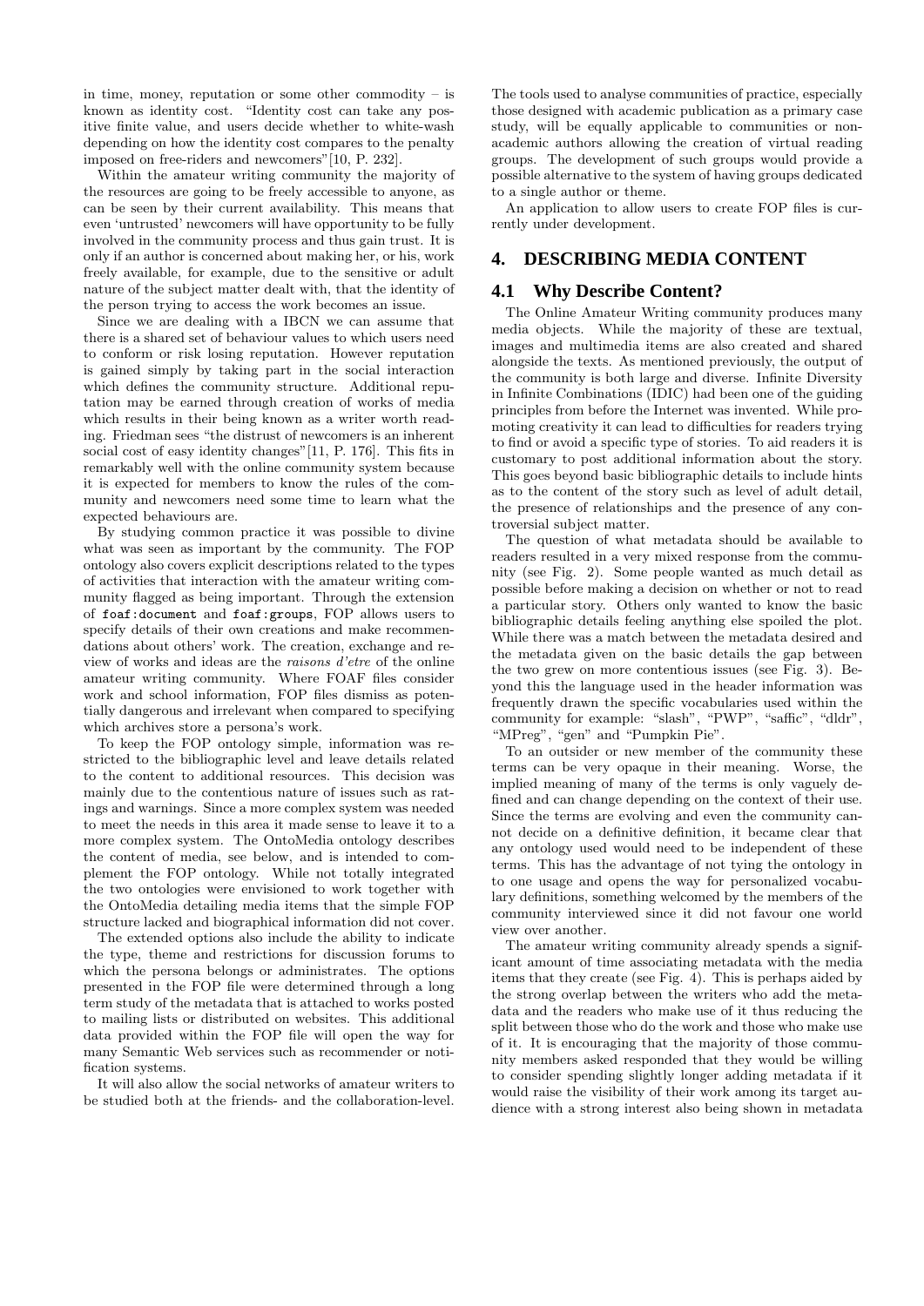in time, money, reputation or some other commodity – is known as identity cost. "Identity cost can take any positive finite value, and users decide whether to white-wash depending on how the identity cost compares to the penalty imposed on free-riders and newcomers"[10, P. 232].

Within the amateur writing community the majority of the resources are going to be freely accessible to anyone, as can be seen by their current availability. This means that even 'untrusted' newcomers will have opportunity to be fully involved in the community process and thus gain trust. It is only if an author is concerned about making her, or his, work freely available, for example, due to the sensitive or adult nature of the subject matter dealt with, that the identity of the person trying to access the work becomes an issue.

Since we are dealing with a IBCN we can assume that there is a shared set of behaviour values to which users need to conform or risk losing reputation. However reputation is gained simply by taking part in the social interaction which defines the community structure. Additional reputation may be earned through creation of works of media which results in their being known as a writer worth reading. Friedman sees "the distrust of newcomers is an inherent social cost of easy identity changes"[11, P. 176]. This fits in remarkably well with the online community system because it is expected for members to know the rules of the community and newcomers need some time to learn what the expected behaviours are.

By studying common practice it was possible to divine what was seen as important by the community. The FOP ontology also covers explicit descriptions related to the types of activities that interaction with the amateur writing community flagged as being important. Through the extension of `foaf:document` and `foaf:groups`, FOP allows users to specify details of their own creations and make recommendations about others' work. The creation, exchange and review of works and ideas are the *raisons d'etre* of the online amateur writing community. Where FOAF files consider work and school information, FOP files dismiss as potentially dangerous and irrelevant when compared to specifying which archives store a persona's work.

To keep the FOP ontology simple, information was restricted to the bibliographic level and leave details related to the content to additional resources. This decision was mainly due to the contentious nature of issues such as ratings and warnings. Since a more complex system was needed to meet the needs in this area it made sense to leave it to a more complex system. The OntoMedia ontology describes the content of media, see below, and is intended to complement the FOP ontology. While not totally integrated the two ontologies were envisioned to work together with the OntoMedia detailing media items that the simple FOP structure lacked and biographical information did not cover.

The extended options also include the ability to indicate the type, theme and restrictions for discussion forums to which the persona belongs or administrates. The options presented in the FOP file were determined through a long term study of the metadata that is attached to works posted to mailing lists or distributed on websites. This additional data provided within the FOP file will open the way for many Semantic Web services such as recommender or notification systems.

It will also allow the social networks of amateur writers to be studied both at the friends- and the collaboration-level. The tools used to analyse communities of practice, especially those designed with academic publication as a primary case study, will be equally applicable to communities or non-academic authors allowing the creation of virtual reading groups. The development of such groups would provide a possible alternative to the system of having groups dedicated to a single author or theme.

An application to allow users to create FOP files is currently under development.

## 4. DESCRIBING MEDIA CONTENT

### 4.1 Why Describe Content?

The Online Amateur Writing community produces many media objects. While the majority of these are textual, images and multimedia items are also created and shared alongside the texts. As mentioned previously, the output of the community is both large and diverse. Infinite Diversity in Infinite Combinations (IDIC) had been one of the guiding principles from before the Internet was invented. While promoting creativity it can lead to difficulties for readers trying to find or avoid a specific type of stories. To aid readers it is customary to post additional information about the story. This goes beyond basic bibliographic details to include hints as to the content of the story such as level of adult detail, the presence of relationships and the presence of any controversial subject matter.

The question of what metadata should be available to readers resulted in a very mixed response from the community (see Fig. 2). Some people wanted as much detail as possible before making a decision on whether or not to read a particular story. Others only wanted to know the basic bibliographic details feeling anything else spoiled the plot. While there was a match between the metadata desired and the metadata given on the basic details the gap between the two grew on more contentious issues (see Fig. 3). Beyond this the language used in the header information was frequently drawn the specific vocabularies used within the community for example: "slash", "PWP", "saffic", "dldr", "MPreg", "gen" and "Pumpkin Pie".

To an outsider or new member of the community these terms can be very opaque in their meaning. Worse, the implied meaning of many of the terms is only vaguely defined and can change depending on the context of their use. Since the terms are evolving and even the community cannot decide on a definitive definition, it became clear that any ontology used would need to be independent of these terms. This has the advantage of not tying the ontology in to one usage and opens the way for personalized vocabulary definitions, something welcomed by the members of the community interviewed since it did not favour one world view over another.

The amateur writing community already spends a significant amount of time associating metadata with the media items that they create (see Fig. 4). This is perhaps aided by the strong overlap between the writers who add the metadata and the readers who make use of it thus reducing the split between those who do the work and those who make use of it. It is encouraging that the majority of those community members asked responded that they would be willing to consider spending slightly longer adding metadata if it would raise the visibility of their work among its target audience with a strong interest also being shown in metadata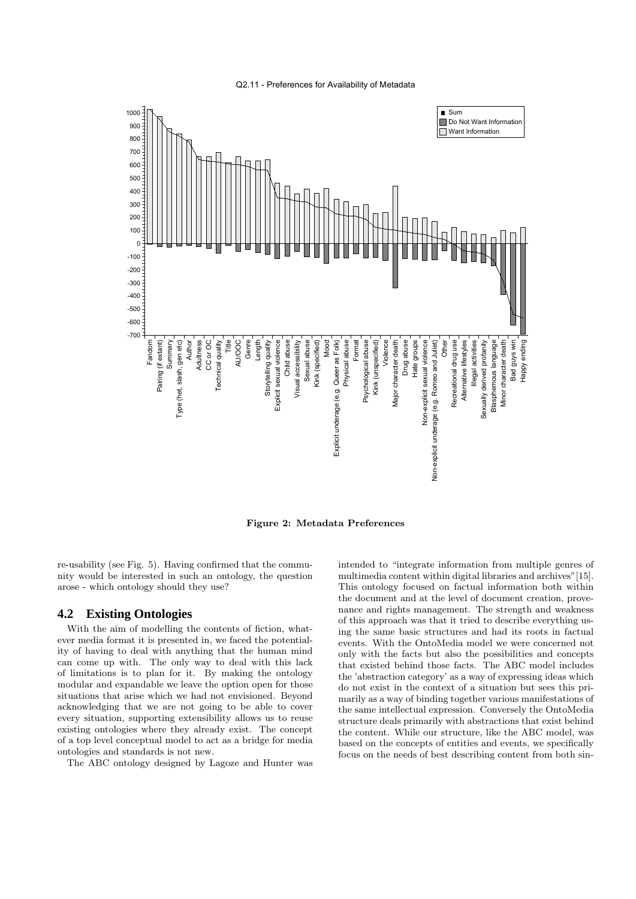Figure 2: Metadata Preferences

re-usability (see Fig. 5). Having confirmed that the community would be interested in such an ontology, the question arose - which ontology should they use?

## 4.2 Existing Ontologies

With the aim of modelling the contents of fiction, whatever media format it is presented in, we faced the potentiality of having to deal with anything that the human mind can come up with. The only way to deal with this lack of limitations is to plan for it. By making the ontology modular and expandable we leave the option open for those situations that arise which we had not envisioned. Beyond acknowledging that we are not going to be able to cover every situation, supporting extensibility allows us to reuse existing ontologies where they already exist. The concept of a top level conceptual model to act as a bridge for media ontologies and standards is not new.

The ABC ontology designed by Lagoze and Hunter was intended to "integrate information from multiple genres of multimedia content within digital libraries and archives"[15]. This ontology focused on factual information both within the document and at the level of document creation, provenance and rights management. The strength and weakness of this approach was that it tried to describe everything using the same basic structures and had its roots in factual events. With the OntoMedia model we were concerned not only with the facts but also the possibilities and concepts that existed behind those facts. The ABC model includes the 'abstraction category' as a way of expressing ideas which do not exist in the context of a situation but sees this primarily as a way of binding together various manifestations of the same intellectual expression. Conversely the OntoMedia structure deals primarily with abstractions that exist behind the content. While our structure, like the ABC model, was based on the concepts of entities and events, we specifically focus on the needs of best describing content from both sin-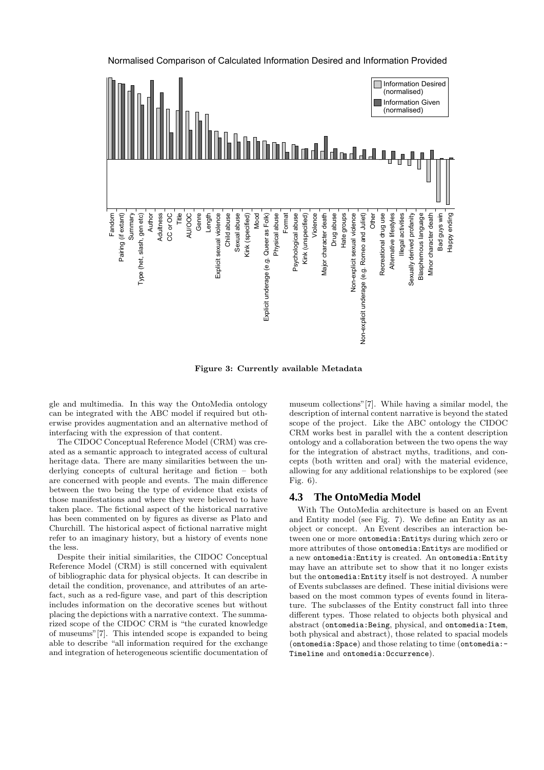Normalised Comparison of Calculated Information Desired and Information Provided

**Figure 3: Currently available Metadata**

gle and multimedia. In this way the OntoMedia ontology can be integrated with the ABC model if required but otherwise provides augmentation and an alternative method of interfacing with the expression of that content.

The CIDOC Conceptual Reference Model (CRM) was created as a semantic approach to integrated access of cultural heritage data. There are many similarities between the underlying concepts of cultural heritage and fiction – both are concerned with people and events. The main difference between the two being the type of evidence that exists of those manifestations and where they were believed to have taken place. The fictional aspect of the historical narrative has been commented on by figures as diverse as Plato and Churchill. The historical aspect of fictional narrative might refer to an imaginary history, but a history of events none the less.

Despite their initial similarities, the CIDOC Conceptual Reference Model (CRM) is still concerned with equivalent of bibliographic data for physical objects. It can describe in detail the condition, provenance, and attributes of an artefact, such as a red-figure vase, and part of this description includes information on the decorative scenes but without placing the depictions with a narrative context. The summarized scope of the CIDOC CRM is "the curated knowledge of museums"[7]. This intended scope is expanded to being able to describe "all information required for the exchange and integration of heterogeneous scientific documentation of museum collections"[7]. While having a similar model, the description of internal content narrative is beyond the stated scope of the project. Like the ABC ontology the CIDOC CRM works best in parallel with the a content description ontology and a collaboration between the two opens the way for the integration of abstract myths, traditions, and concepts (both written and oral) with the material evidence, allowing for any additional relationships to be explored (see Fig. 6).

## 4.3 The OntoMedia Model

With The OntoMedia architecture is based on an Event and Entity model (see Fig. 7). We define an Entity as an object or concept. An Event describes an interaction between one or more `ontomedia:Entity`s during which zero or more attributes of those `ontomedia:Entity`s are modified or a new `ontomedia:Entity` is created. An `ontomedia:Entity` may have an attribute set to show that it no longer exists but the `ontomedia:Entity` itself is not destroyed. A number of Events subclasses are defined. These initial divisions were based on the most common types of events found in literature. The subclasses of the Entity construct fall into three different types. Those related to objects both physical and abstract (`ontomedia:Being`, physical, and `ontomedia:Item`, both physical and abstract), those related to spacial models (`ontomedia:Space`) and those relating to time (`ontomedia:-Timeline` and `ontomedia:Occurrence`).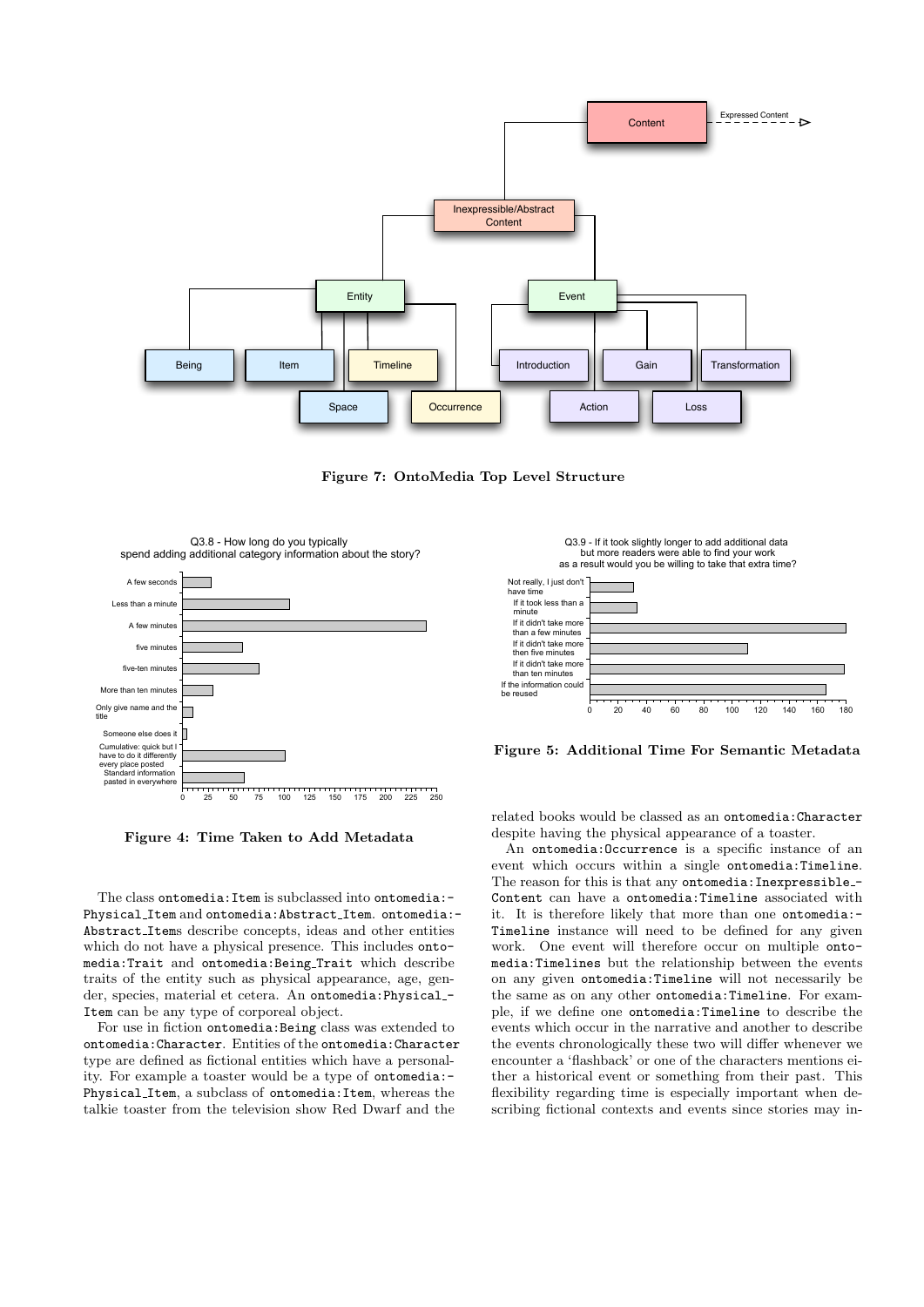Figure 7: OntoMedia Top Level Structure

Figure 4: Time Taken to Add Metadata

Figure 5: Additional Time For Semantic Metadata

The class ontomedia:Item is subclassed into ontomedia:Physical_Item and ontomedia:Abstract_Item. ontomedia:Abstract_Items describe concepts, ideas and other entities which do not have a physical presence. This includes ontomedia:Trait and ontomedia:Being_Trait which describe traits of the entity such as physical appearance, age, gender, species, material et cetera. An ontomedia:Physical_Item can be any type of corporeal object.

For use in fiction ontomedia:Being class was extended to ontomedia:Character. Entities of the ontomedia:Character type are defined as fictional entities which have a personality. For example a toaster would be a type of ontomedia:Physical_Item, a subclass of ontomedia:Item, whereas the talkie toaster from the television show Red Dwarf and the related books would be classed as an ontomedia:Character despite having the physical appearance of a toaster.

An ontomedia:Occurrence is a specific instance of an event which occurs within a single ontomedia:Timeline. The reason for this is that any ontomedia:Inexpressible_Content can have a ontomedia:Timeline associated with it. It is therefore likely that more than one ontomedia:Timeline instance will need to be defined for any given work. One event will therefore occur on multiple ontomedia:Timelines but the relationship between the events on any given ontomedia:Timeline will not necessarily be the same as on any other ontomedia:Timeline. For example, if we define one ontomedia:Timeline to describe the events which occur in the narrative and another to describe the events chronologically these two will differ whenever we encounter a 'flashback' or one of the characters mentions either a historical event or something from their past. This flexibility regarding time is especially important when describing fictional contexts and events since stories may in-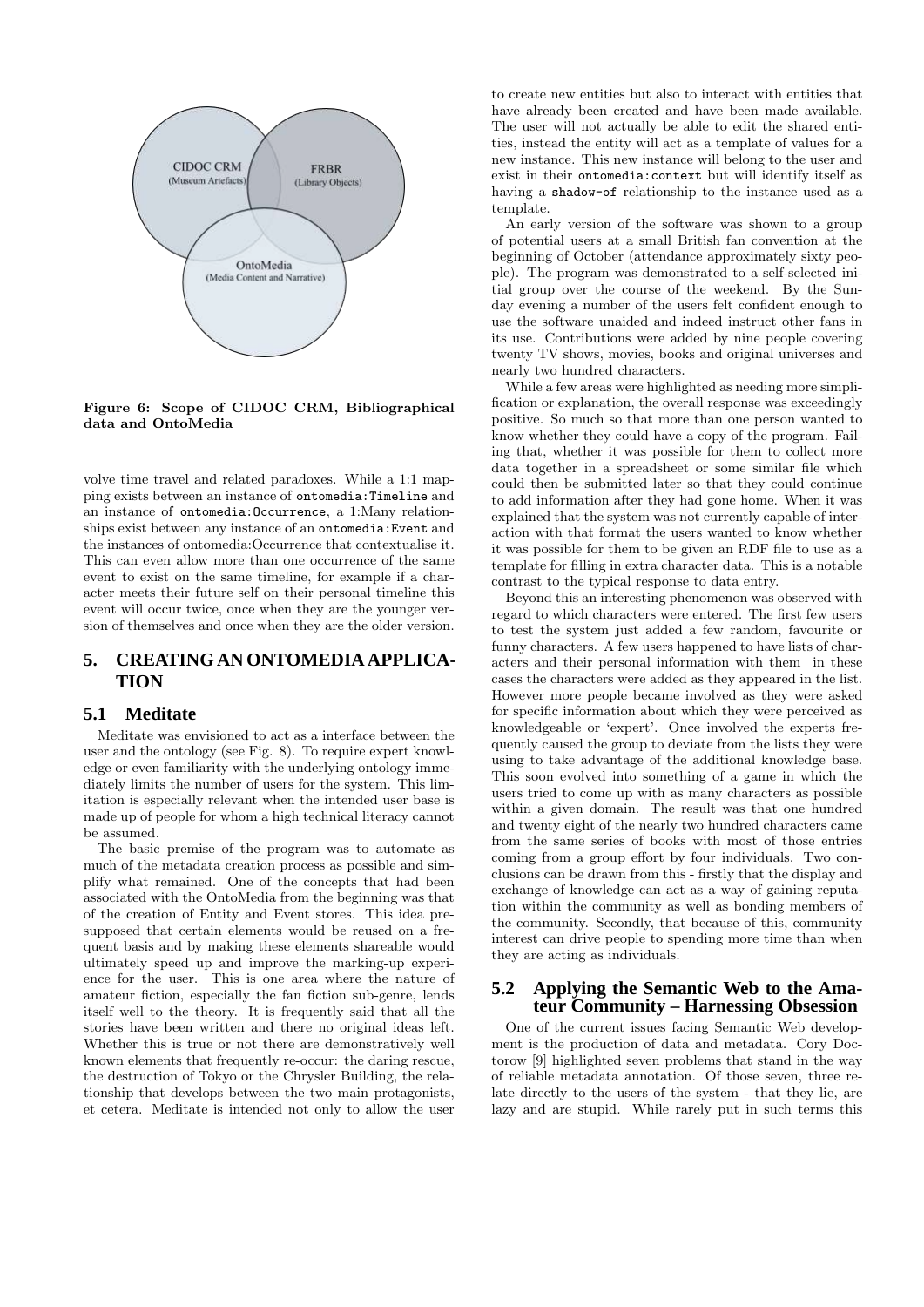CIDOC CRM
(Museum Artefacts)

FRBR
(Library Objects)

OntoMedia
(Media Content and Narrative)

**Figure 6: Scope of CIDOC CRM, Bibliographical data and OntoMedia**

volve time travel and related paradoxes. While a 1:1 mapping exists between an instance of `ontomedia:Timeline` and an instance of `ontomedia:Occurrence`, a 1:Many relationships exist between any instance of an `ontomedia:Event` and the instances of ontomedia:Occurrence that contextualise it. This can even allow more than one occurrence of the same event to exist on the same timeline, for example if a character meets their future self on their personal timeline this event will occur twice, once when they are the younger version of themselves and once when they are the older version.

## 5. CREATING AN ONTOMEDIA APPLICATION

### 5.1 Meditate

Meditate was envisioned to act as a interface between the user and the ontology (see Fig. 8). To require expert knowledge or even familiarity with the underlying ontology immediately limits the number of users for the system. This limitation is especially relevant when the intended user base is made up of people for whom a high technical literacy cannot be assumed.

The basic premise of the program was to automate as much of the metadata creation process as possible and simplify what remained. One of the concepts that had been associated with the OntoMedia from the beginning was that of the creation of Entity and Event stores. This idea presupposed that certain elements would be reused on a frequent basis and by making these elements shareable would ultimately speed up and improve the marking-up experience for the user. This is one area where the nature of amateur fiction, especially the fan fiction sub-genre, lends itself well to the theory. It is frequently said that all the stories have been written and there no original ideas left. Whether this is true or not there are demonstratively well known elements that frequently re-occur: the daring rescue, the destruction of Tokyo or the Chrysler Building, the relationship that develops between the two main protagonists, et cetera. Meditate is intended not only to allow the user to create new entities but also to interact with entities that have already been created and have been made available. The user will not actually be able to edit the shared entities, instead the entity will act as a template of values for a new instance. This new instance will belong to the user and exist in their `ontomedia:context` but will identify itself as having a `shadow-of` relationship to the instance used as a template.

An early version of the software was shown to a group of potential users at a small British fan convention at the beginning of October (attendance approximately sixty people). The program was demonstrated to a self-selected initial group over the course of the weekend. By the Sunday evening a number of the users felt confident enough to use the software unaided and indeed instruct other fans in its use. Contributions were added by nine people covering twenty TV shows, movies, books and original universes and nearly two hundred characters.

While a few areas were highlighted as needing more simplification or explanation, the overall response was exceedingly positive. So much so that more than one person wanted to know whether they could have a copy of the program. Failing that, whether it was possible for them to collect more data together in a spreadsheet or some similar file which could then be submitted later so that they could continue to add information after they had gone home. When it was explained that the system was not currently capable of interaction with that format the users wanted to know whether it was possible for them to be given an RDF file to use as a template for filling in extra character data. This is a notable contrast to the typical response to data entry.

Beyond this an interesting phenomenon was observed with regard to which characters were entered. The first few users to test the system just added a few random, favourite or funny characters. A few users happened to have lists of characters and their personal information with them in these cases the characters were added as they appeared in the list. However more people became involved as they were asked for specific information about which they were perceived as knowledgeable or 'expert'. Once involved the experts frequently caused the group to deviate from the lists they were using to take advantage of the additional knowledge base. This soon evolved into something of a game in which the users tried to come up with as many characters as possible within a given domain. The result was that one hundred and twenty eight of the nearly two hundred characters came from the same series of books with most of those entries coming from a group effort by four individuals. Two conclusions can be drawn from this - firstly that the display and exchange of knowledge can act as a way of gaining reputation within the community as well as bonding members of the community. Secondly, that because of this, community interest can drive people to spending more time than when they are acting as individuals.

### 5.2 Applying the Semantic Web to the Amateur Community – Harnessing Obsession

One of the current issues facing Semantic Web development is the production of data and metadata. Cory Doctorow [9] highlighted seven problems that stand in the way of reliable metadata annotation. Of those seven, three relate directly to the users of the system - that they lie, are lazy and are stupid. While rarely put in such terms this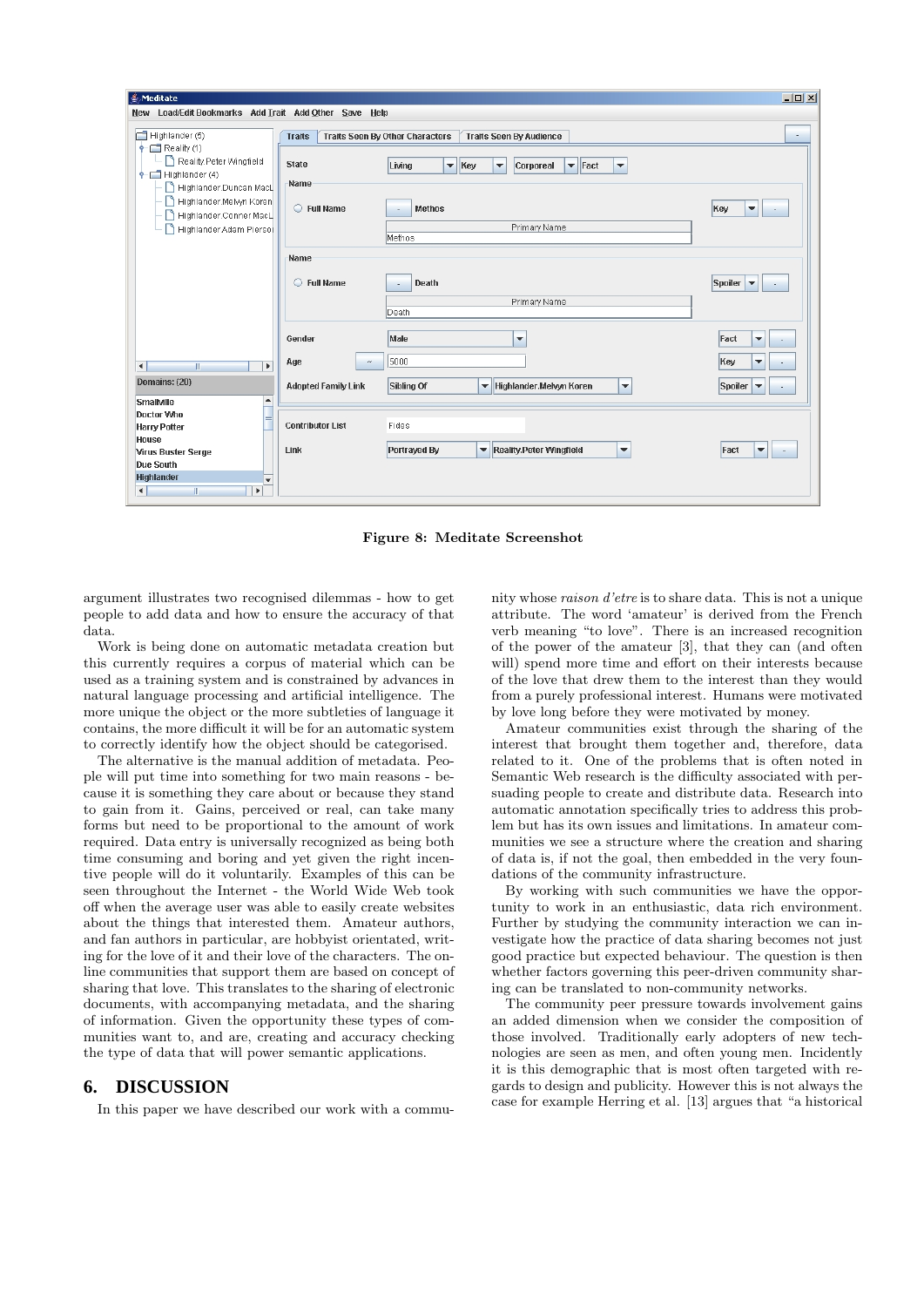Figure 8: Meditate Screenshot

argument illustrates two recognised dilemmas - how to get people to add data and how to ensure the accuracy of that data.

Work is being done on automatic metadata creation but this currently requires a corpus of material which can be used as a training system and is constrained by advances in natural language processing and artificial intelligence. The more unique the object or the more subtleties of language it contains, the more difficult it will be for an automatic system to correctly identify how the object should be categorised.

The alternative is the manual addition of metadata. People will put time into something for two main reasons - because it is something they care about or because they stand to gain from it. Gains, perceived or real, can take many forms but need to be proportional to the amount of work required. Data entry is universally recognized as being both time consuming and boring and yet given the right incentive people will do it voluntarily. Examples of this can be seen throughout the Internet - the World Wide Web took off when the average user was able to easily create websites about the things that interested them. Amateur authors, and fan authors in particular, are hobbyist orientated, writing for the love of it and their love of the characters. The online communities that support them are based on concept of sharing that love. This translates to the sharing of electronic documents, with accompanying metadata, and the sharing of information. Given the opportunity these types of communities want to, and are, creating and accuracy checking the type of data that will power semantic applications.

## 6. DISCUSSION

In this paper we have described our work with a community whose *raison d'etre* is to share data. This is not a unique attribute. The word 'amateur' is derived from the French verb meaning "to love". There is an increased recognition of the power of the amateur [3], that they can (and often will) spend more time and effort on their interests because of the love that drew them to the interest than they would from a purely professional interest. Humans were motivated by love long before they were motivated by money.

Amateur communities exist through the sharing of the interest that brought them together and, therefore, data related to it. One of the problems that is often noted in Semantic Web research is the difficulty associated with persuading people to create and distribute data. Research into automatic annotation specifically tries to address this problem but has its own issues and limitations. In amateur communities we see a structure where the creation and sharing of data is, if not the goal, then embedded in the very foundations of the community infrastructure.

By working with such communities we have the opportunity to work in an enthusiastic, data rich environment. Further by studying the community interaction we can investigate how the practice of data sharing becomes not just good practice but expected behaviour. The question is then whether factors governing this peer-driven community sharing can be translated to non-community networks.

The community peer pressure towards involvement gains an added dimension when we consider the composition of those involved. Traditionally early adopters of new technologies are seen as men, and often young men. Incidently it is this demographic that is most often targeted with regards to design and publicity. However this is not always the case for example Herring et al. [13] argues that "a historical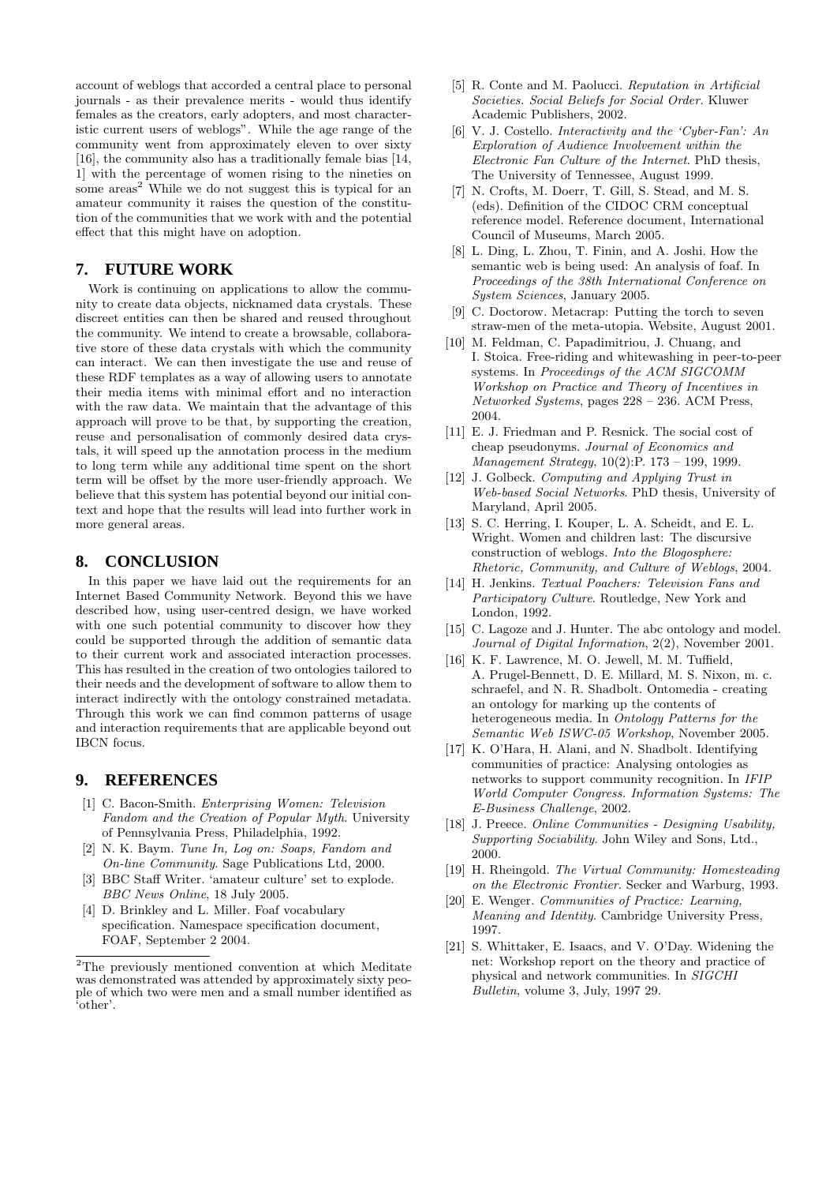account of weblogs that accorded a central place to personal journals - as their prevalence merits - would thus identify females as the creators, early adopters, and most characteristic current users of weblogs". While the age range of the community went from approximately eleven to over sixty [16], the community also has a traditionally female bias [14, 1] with the percentage of women rising to the nineties on some areas[2] While we do not suggest this is typical for an amateur community it raises the question of the constitution of the communities that we work with and the potential effect that this might have on adoption.

## 7. FUTURE WORK

Work is continuing on applications to allow the community to create data objects, nicknamed data crystals. These discreet entities can then be shared and reused throughout the community. We intend to create a browsable, collaborative store of these data crystals with which the community can interact. We can then investigate the use and reuse of these RDF templates as a way of allowing users to annotate their media items with minimal effort and no interaction with the raw data. We maintain that the advantage of this approach will prove to be that, by supporting the creation, reuse and personalisation of commonly desired data crystals, it will speed up the annotation process in the medium to long term while any additional time spent on the short term will be offset by the more user-friendly approach. We believe that this system has potential beyond our initial context and hope that the results will lead into further work in more general areas.

## 8. CONCLUSION

In this paper we have laid out the requirements for an Internet Based Community Network. Beyond this we have described how, using user-centred design, we have worked with one such potential community to discover how they could be supported through the addition of semantic data to their current work and associated interaction processes. This has resulted in the creation of two ontologies tailored to their needs and the development of software to allow them to interact indirectly with the ontology constrained metadata. Through this work we can find common patterns of usage and interaction requirements that are applicable beyond out IBCN focus.

## 9. REFERENCES

[1] C. Bacon-Smith. *Enterprising Women: Television Fandom and the Creation of Popular Myth*. University of Pennsylvania Press, Philadelphia, 1992.

[2] N. K. Baym. *Tune In, Log on: Soaps, Fandom and On-line Community*. Sage Publications Ltd, 2000.

[3] BBC Staff Writer. 'amateur culture' set to explode. *BBC News Online*, 18 July 2005.

[4] D. Brinkley and L. Miller. Foaf vocabulary specification. Namespace specification document, FOAF, September 2 2004.

[5] R. Conte and M. Paolucci. *Reputation in Artificial Societies. Social Beliefs for Social Order*. Kluwer Academic Publishers, 2002.

[6] V. J. Costello. *Interactivity and the 'Cyber-Fan': An Exploration of Audience Involvement within the Electronic Fan Culture of the Internet*. PhD thesis, The University of Tennessee, August 1999.

[7] N. Crofts, M. Doerr, T. Gill, S. Stead, and M. S. (eds). Definition of the CIDOC CRM conceptual reference model. Reference document, International Council of Museums, March 2005.

[8] L. Ding, L. Zhou, T. Finin, and A. Joshi. How the semantic web is being used: An analysis of foaf. In *Proceedings of the 38th International Conference on System Sciences*, January 2005.

[9] C. Doctorow. Metacrap: Putting the torch to seven straw-men of the meta-utopia. Website, August 2001.

[10] M. Feldman, C. Papadimitriou, J. Chuang, and I. Stoica. Free-riding and whitewashing in peer-to-peer systems. In *Proceedings of the ACM SIGCOMM Workshop on Practice and Theory of Incentives in Networked Systems*, pages 228 – 236. ACM Press, 2004.

[11] E. J. Friedman and P. Resnick. The social cost of cheap pseudonyms. *Journal of Economics and Management Strategy*, 10(2):P. 173 – 199, 1999.

[12] J. Golbeck. *Computing and Applying Trust in Web-based Social Networks*. PhD thesis, University of Maryland, April 2005.

[13] S. C. Herring, I. Kouper, L. A. Scheidt, and E. L. Wright. Women and children last: The discursive construction of weblogs. *Into the Blogosphere: Rhetoric, Community, and Culture of Weblogs*, 2004.

[14] H. Jenkins. *Textual Poachers: Television Fans and Participatory Culture*. Routledge, New York and London, 1992.

[15] C. Lagoze and J. Hunter. The abc ontology and model. *Journal of Digital Information*, 2(2), November 2001.

[16] K. F. Lawrence, M. O. Jewell, M. M. Tuffield, A. Prugel-Bennett, D. E. Millard, M. S. Nixon, m. c. schraefel, and N. R. Shadbolt. Ontomedia - creating an ontology for marking up the contents of heterogeneous media. In *Ontology Patterns for the Semantic Web ISWC-05 Workshop*, November 2005.

[17] K. O'Hara, H. Alani, and N. Shadbolt. Identifying communities of practice: Analysing ontologies as networks to support community recognition. In *IFIP World Computer Congress. Information Systems: The E-Business Challenge*, 2002.

[18] J. Preece. *Online Communities - Designing Usability, Supporting Sociability*. John Wiley and Sons, Ltd., 2000.

[19] H. Rheingold. *The Virtual Community: Homesteading on the Electronic Frontier*. Secker and Warburg, 1993.

[20] E. Wenger. *Communities of Practice: Learning, Meaning and Identity*. Cambridge University Press, 1997.

[21] S. Whittaker, E. Isaacs, and V. O'Day. Widening the net: Workshop report on the theory and practice of physical and network communities. In *SIGCHI Bulletin*, volume 3, July, 1997 29.

[2] The previously mentioned convention at which Meditate was demonstrated was attended by approximately sixty people of which two were men and a small number identified as 'other'.